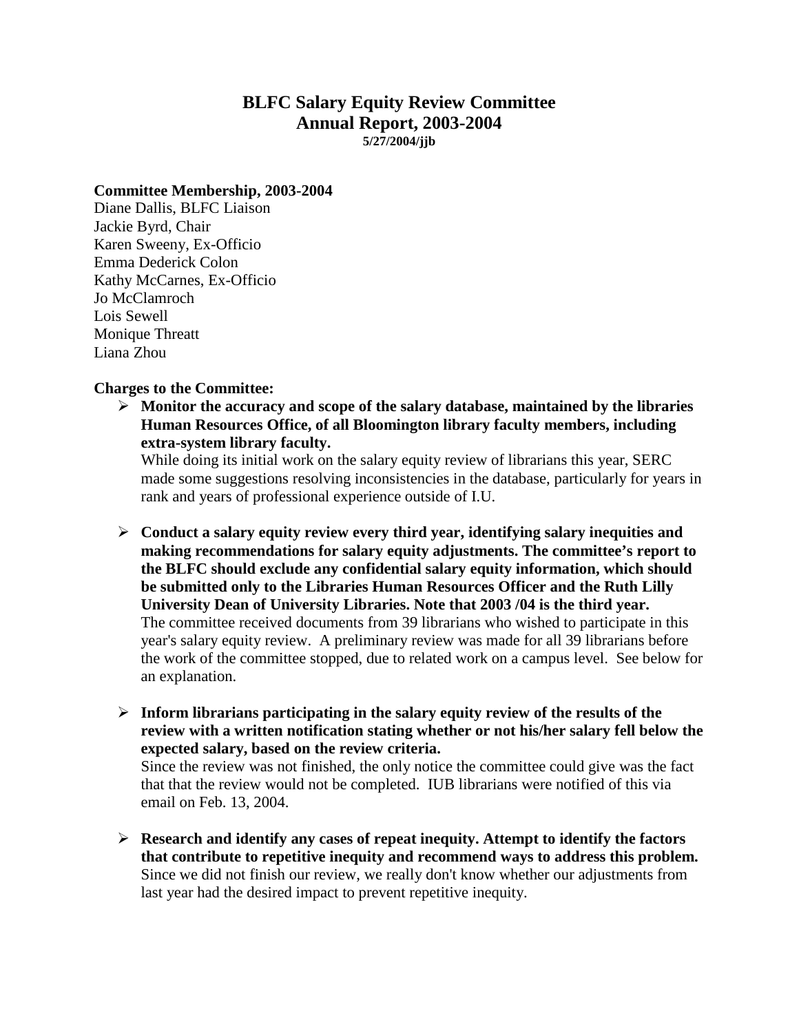# BLFC Salary Equity Review Committee
# Annual Report, 2003-2004

**5/27/2004/jjb**

**Committee Membership, 2003-2004**

Diane Dallis, BLFC Liaison
Jackie Byrd, Chair
Karen Sweeny, Ex-Officio
Emma Dederick Colon
Kathy McCarnes, Ex-Officio
Jo McClamroch
Lois Sewell
Monique Threatt
Liana Zhou

**Charges to the Committee:**

- **Monitor the accuracy and scope of the salary database, maintained by the libraries Human Resources Office, of all Bloomington library faculty members, including extra-system library faculty.**
  While doing its initial work on the salary equity review of librarians this year, SERC made some suggestions resolving inconsistencies in the database, particularly for years in rank and years of professional experience outside of I.U.

- **Conduct a salary equity review every third year, identifying salary inequities and making recommendations for salary equity adjustments. The committee's report to the BLFC should exclude any confidential salary equity information, which should be submitted only to the Libraries Human Resources Officer and the Ruth Lilly University Dean of University Libraries. Note that 2003 /04 is the third year.**
  The committee received documents from 39 librarians who wished to participate in this year's salary equity review. A preliminary review was made for all 39 librarians before the work of the committee stopped, due to related work on a campus level. See below for an explanation.

- **Inform librarians participating in the salary equity review of the results of the review with a written notification stating whether or not his/her salary fell below the expected salary, based on the review criteria.**
  Since the review was not finished, the only notice the committee could give was the fact that that the review would not be completed. IUB librarians were notified of this via email on Feb. 13, 2004.

- **Research and identify any cases of repeat inequity. Attempt to identify the factors that contribute to repetitive inequity and recommend ways to address this problem.**
  Since we did not finish our review, we really don't know whether our adjustments from last year had the desired impact to prevent repetitive inequity.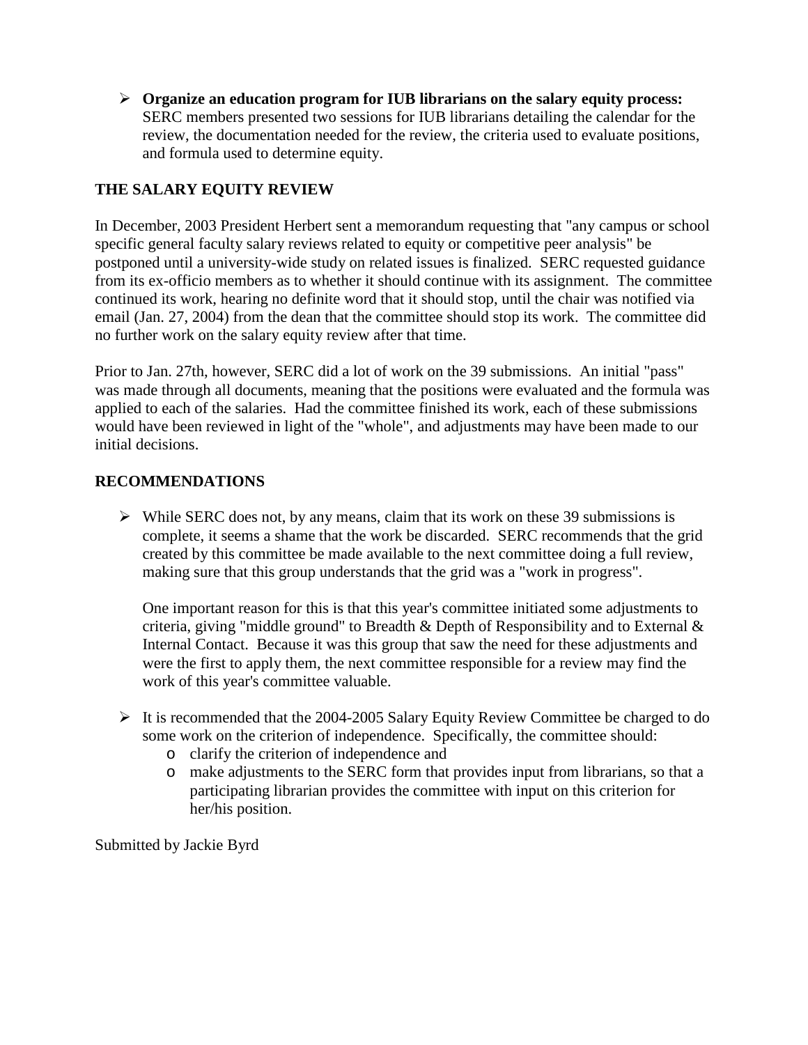- **Organize an education program for IUB librarians on the salary equity process:** SERC members presented two sessions for IUB librarians detailing the calendar for the review, the documentation needed for the review, the criteria used to evaluate positions, and formula used to determine equity.

## THE SALARY EQUITY REVIEW

In December, 2003 President Herbert sent a memorandum requesting that "any campus or school specific general faculty salary reviews related to equity or competitive peer analysis" be postponed until a university-wide study on related issues is finalized. SERC requested guidance from its ex-officio members as to whether it should continue with its assignment. The committee continued its work, hearing no definite word that it should stop, until the chair was notified via email (Jan. 27, 2004) from the dean that the committee should stop its work. The committee did no further work on the salary equity review after that time.

Prior to Jan. 27th, however, SERC did a lot of work on the 39 submissions. An initial "pass" was made through all documents, meaning that the positions were evaluated and the formula was applied to each of the salaries. Had the committee finished its work, each of these submissions would have been reviewed in light of the "whole", and adjustments may have been made to our initial decisions.

## RECOMMENDATIONS

- While SERC does not, by any means, claim that its work on these 39 submissions is complete, it seems a shame that the work be discarded. SERC recommends that the grid created by this committee be made available to the next committee doing a full review, making sure that this group understands that the grid was a "work in progress".

  One important reason for this is that this year's committee initiated some adjustments to criteria, giving "middle ground" to Breadth & Depth of Responsibility and to External & Internal Contact. Because it was this group that saw the need for these adjustments and were the first to apply them, the next committee responsible for a review may find the work of this year's committee valuable.

- It is recommended that the 2004-2005 Salary Equity Review Committee be charged to do some work on the criterion of independence. Specifically, the committee should:
  - clarify the criterion of independence and
  - make adjustments to the SERC form that provides input from librarians, so that a participating librarian provides the committee with input on this criterion for her/his position.

Submitted by Jackie Byrd